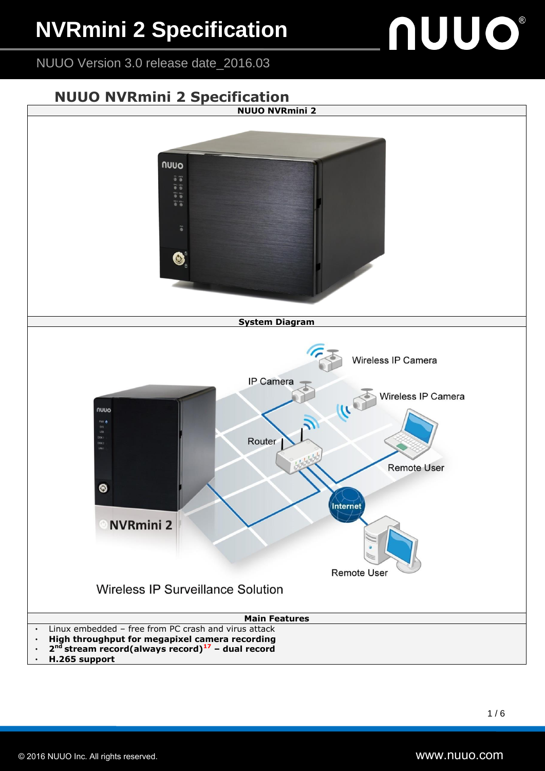# NVRmini 2 Specification

NUUO Version 3.0 release date_2016.03

## NUUO NVRmini 2 Specification

| NUUO NVRmini 2 |
|---|
| System Diagram |
| Main Features |

- Linux embedded – free from PC crash and virus attack
- **High throughput for megapixel camera recording**
- **2nd stream record(always record)[17] – dual record**
- **H.265 support**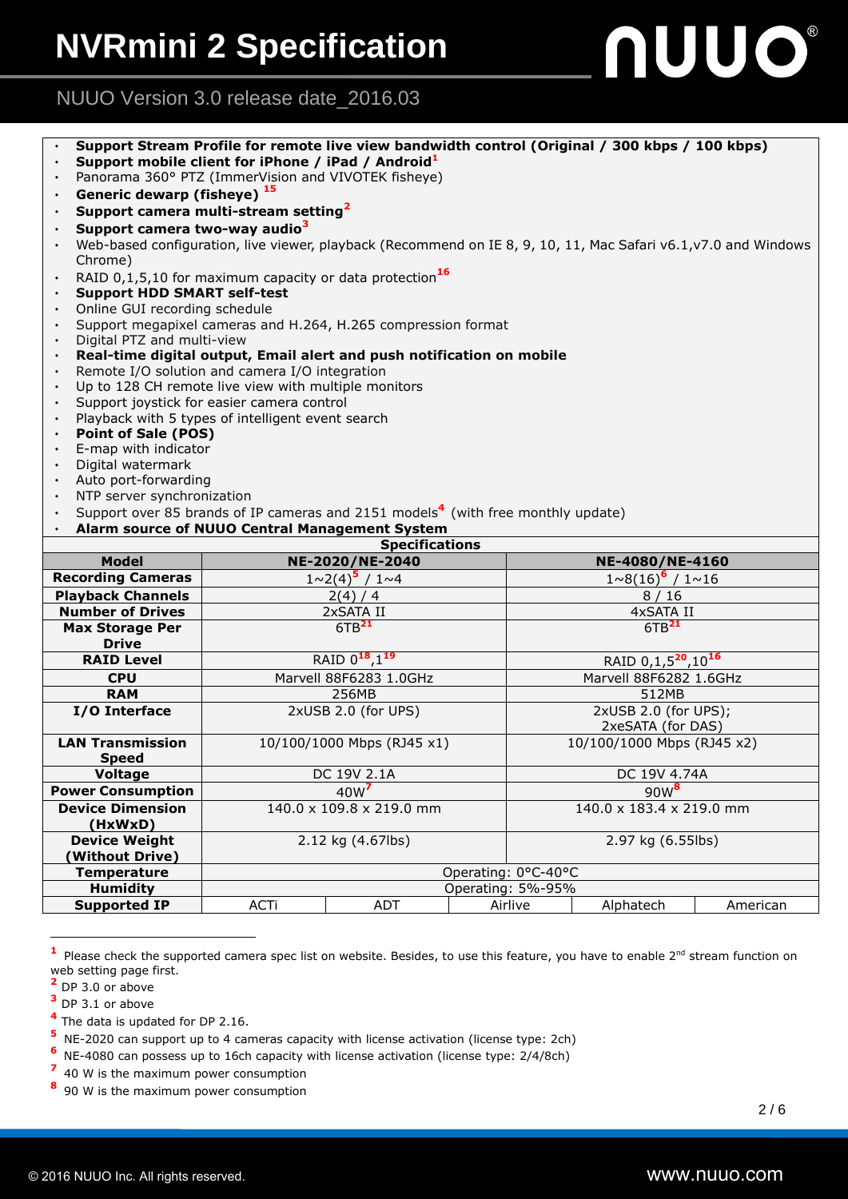- **Support Stream Profile for remote live view bandwidth control (Original / 300 kbps / 100 kbps)**
- **Support mobile client for iPhone / iPad / Android**[1]
- Panorama 360° PTZ (ImmerVision and VIVOTEK fisheye)
- **Generic dewarp (fisheye)** [15]
- **Support camera multi-stream setting**[2]
- **Support camera two-way audio**[3]
- Web-based configuration, live viewer, playback (Recommend on IE 8, 9, 10, 11, Mac Safari v6.1,v7.0 and Windows Chrome)
- RAID 0,1,5,10 for maximum capacity or data protection[16]
- **Support HDD SMART self-test**
- Online GUI recording schedule
- Support megapixel cameras and H.264, H.265 compression format
- Digital PTZ and multi-view
- **Real-time digital output, Email alert and push notification on mobile**
- Remote I/O solution and camera I/O integration
- Up to 128 CH remote live view with multiple monitors
- Support joystick for easier camera control
- Playback with 5 types of intelligent event search
- **Point of Sale (POS)**
- E-map with indicator
- Digital watermark
- Auto port-forwarding
- NTP server synchronization
- Support over 85 brands of IP cameras and 2151 models[4] (with free monthly update)
- **Alarm source of NUUO Central Management System**

**Specifications**

| Model | NE-2020/NE-2040 | | NE-4080/NE-4160 | | |
|---|---|---|---|---|---|
| Recording Cameras | 1~2(4)[5] / 1~4 | | 1~8(16)[6] / 1~16 | | |
| Playback Channels | 2(4) / 4 | | 8 / 16 | | |
| Number of Drives | 2xSATA II | | 4xSATA II | | |
| Max Storage Per Drive | 6TB[21] | | 6TB[21] | | |
| RAID Level | RAID 0[18],1[19] | | RAID 0,1,5[20],10[16] | | |
| CPU | Marvell 88F6283 1.0GHz | | Marvell 88F6282 1.6GHz | | |
| RAM | 256MB | | 512MB | | |
| I/O Interface | 2xUSB 2.0 (for UPS) | | 2xUSB 2.0 (for UPS); 2xeSATA (for DAS) | | |
| LAN Transmission Speed | 10/100/1000 Mbps (RJ45 x1) | | 10/100/1000 Mbps (RJ45 x2) | | |
| Voltage | DC 19V 2.1A | | DC 19V 4.74A | | |
| Power Consumption | 40W[7] | | 90W[8] | | |
| Device Dimension (HxWxD) | 140.0 x 109.8 x 219.0 mm | | 140.0 x 183.4 x 219.0 mm | | |
| Device Weight (Without Drive) | 2.12 kg (4.67lbs) | | 2.97 kg (6.55lbs) | | |
| Temperature | Operating: 0°C-40°C | | | | |
| Humidity | Operating: 5%-95% | | | | |
| Supported IP | ACTi | ADT | Airlive | Alphatech | American |

---

[1] Please check the supported camera spec list on website. Besides, to use this feature, you have to enable 2nd stream function on web setting page first.

[2] DP 3.0 or above

[3] DP 3.1 or above

[4] The data is updated for DP 2.16.

[5] NE-2020 can support up to 4 cameras capacity with license activation (license type: 2ch)

[6] NE-4080 can possess up to 16ch capacity with license activation (license type: 2/4/8ch)

[7] 40 W is the maximum power consumption

[8] 90 W is the maximum power consumption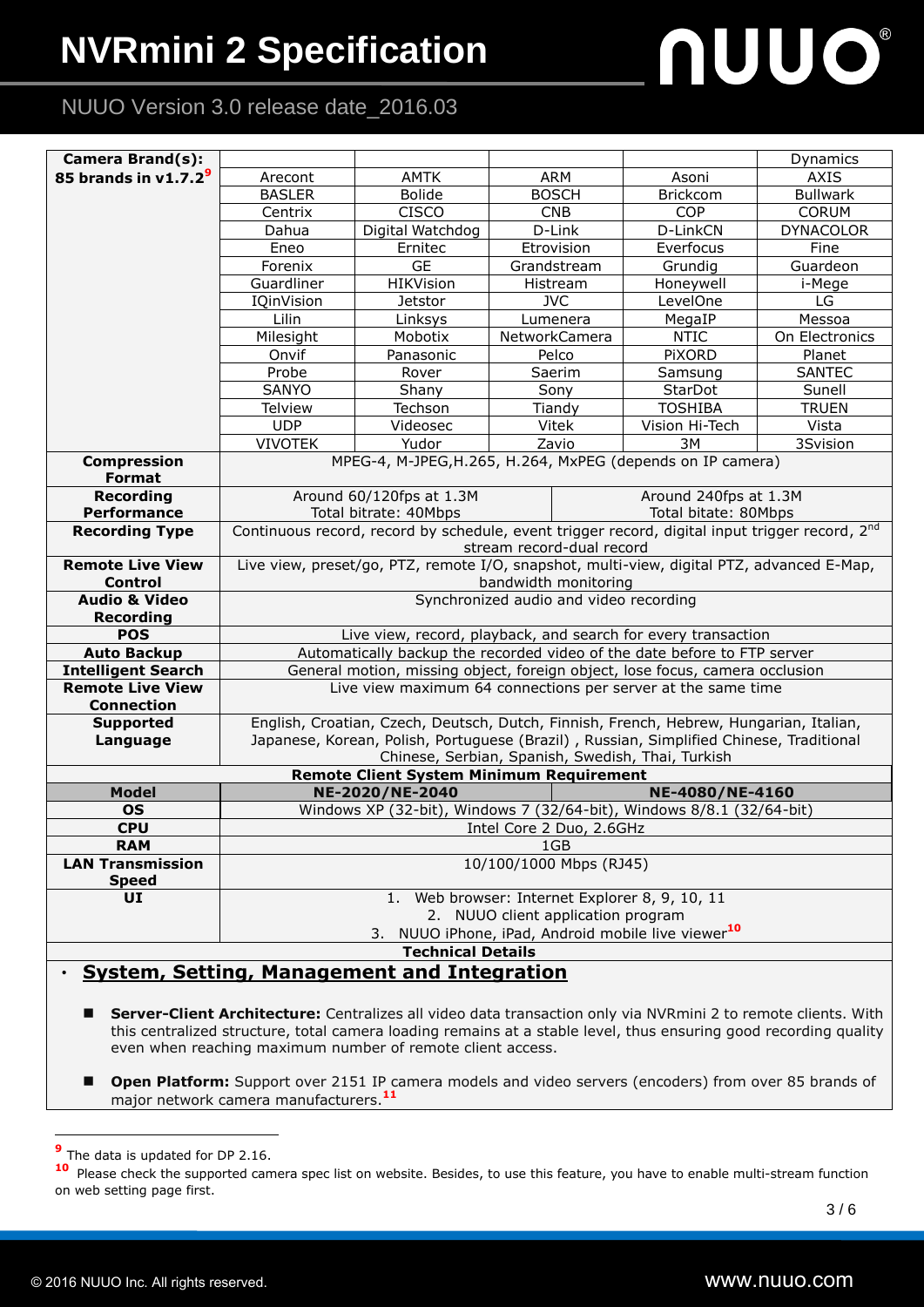| Camera Brand(s): 85 brands in v1.7.2[9] | | | | | |
|---|---|---|---|---|---|
| | | | | | Dynamics |
| | Arecont | AMTK | ARM | Asoni | AXIS |
| | BASLER | Bolide | BOSCH | Brickcom | Bullwark |
| | Centrix | CISCO | CNB | COP | CORUM |
| | Dahua | Digital Watchdog | D-Link | D-LinkCN | DYNACOLOR |
| | Eneo | Ernitec | Etrovision | Everfocus | Fine |
| | Forenix | GE | Grandstream | Grundig | Guardeon |
| | Guardliner | HIKVision | Histream | Honeywell | i-Mege |
| | IQinVision | Jetstor | JVC | LevelOne | LG |
| | Lilin | Linksys | Lumenera | MegaIP | Messoa |
| | Milesight | Mobotix | NetworkCamera | NTIC | On Electronics |
| | Onvif | Panasonic | Pelco | PiXORD | Planet |
| | Probe | Rover | Saerim | Samsung | SANTEC |
| | SANYO | Shany | Sony | StarDot | Sunell |
| | Telview | Techson | Tiandy | TOSHIBA | TRUEN |
| | UDP | Videosec | Vitek | Vision Hi-Tech | Vista |
| | VIVOTEK | Yudor | Zavio | 3M | 3Svision |

| | | |
|---|---|---|
| **Compression Format** | MPEG-4, M-JPEG,H.265, H.264, MxPEG (depends on IP camera) | |
| **Recording Performance** | Around 60/120fps at 1.3M<br>Total bitrate: 40Mbps | Around 240fps at 1.3M<br>Total bitate: 80Mbps |
| **Recording Type** | Continuous record, record by schedule, event trigger record, digital input trigger record, 2nd stream record-dual record | |
| **Remote Live View Control** | Live view, preset/go, PTZ, remote I/O, snapshot, multi-view, digital PTZ, advanced E-Map, bandwidth monitoring | |
| **Audio & Video Recording** | Synchronized audio and video recording | |
| **POS** | Live view, record, playback, and search for every transaction | |
| **Auto Backup** | Automatically backup the recorded video of the date before to FTP server | |
| **Intelligent Search** | General motion, missing object, foreign object, lose focus, camera occlusion | |
| **Remote Live View Connection** | Live view maximum 64 connections per server at the same time | |
| **Supported Language** | English, Croatian, Czech, Deutsch, Dutch, Finnish, French, Hebrew, Hungarian, Italian, Japanese, Korean, Polish, Portuguese (Brazil) , Russian, Simplified Chinese, Traditional Chinese, Serbian, Spanish, Swedish, Thai, Turkish | |

**Remote Client System Minimum Requirement**

| Model | NE-2020/NE-2040 | NE-4080/NE-4160 |
|---|---|---|
| **OS** | Windows XP (32-bit), Windows 7 (32/64-bit), Windows 8/8.1 (32/64-bit) | |
| **CPU** | Intel Core 2 Duo, 2.6GHz | |
| **RAM** | 1GB | |
| **LAN Transmission Speed** | 10/100/1000 Mbps (RJ45) | |
| **UI** | 1. Web browser: Internet Explorer 8, 9, 10, 11<br>2. NUUO client application program<br>3. NUUO iPhone, iPad, Android mobile live viewer[10] | |

**Technical Details**

## System, Setting, Management and Integration

- **Server-Client Architecture:** Centralizes all video data transaction only via NVRmini 2 to remote clients. With this centralized structure, total camera loading remains at a stable level, thus ensuring good recording quality even when reaching maximum number of remote client access.
- **Open Platform:** Support over 2151 IP camera models and video servers (encoders) from over 85 brands of major network camera manufacturers.[11]

[9] The data is updated for DP 2.16.

[10] Please check the supported camera spec list on website. Besides, to use this feature, you have to enable multi-stream function on web setting page first.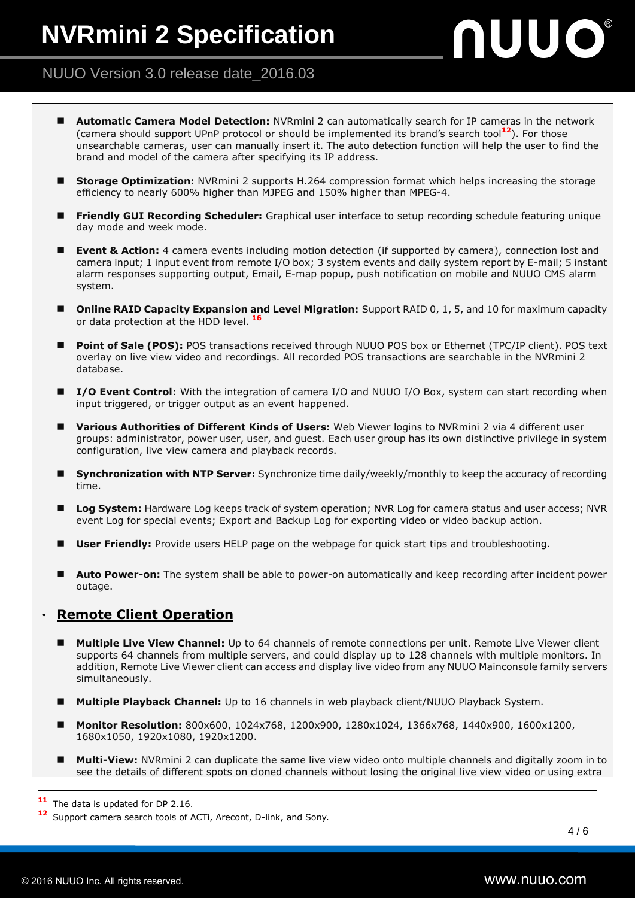- **Automatic Camera Model Detection:** NVRmini 2 can automatically search for IP cameras in the network (camera should support UPnP protocol or should be implemented its brand's search tool[12]). For those unsearchable cameras, user can manually insert it. The auto detection function will help the user to find the brand and model of the camera after specifying its IP address.

- **Storage Optimization:** NVRmini 2 supports H.264 compression format which helps increasing the storage efficiency to nearly 600% higher than MJPEG and 150% higher than MPEG-4.

- **Friendly GUI Recording Scheduler:** Graphical user interface to setup recording schedule featuring unique day mode and week mode.

- **Event & Action:** 4 camera events including motion detection (if supported by camera), connection lost and camera input; 1 input event from remote I/O box; 3 system events and daily system report by E-mail; 5 instant alarm responses supporting output, Email, E-map popup, push notification on mobile and NUUO CMS alarm system.

- **Online RAID Capacity Expansion and Level Migration:** Support RAID 0, 1, 5, and 10 for maximum capacity or data protection at the HDD level. [16]

- **Point of Sale (POS):** POS transactions received through NUUO POS box or Ethernet (TPC/IP client). POS text overlay on live view video and recordings. All recorded POS transactions are searchable in the NVRmini 2 database.

- **I/O Event Control**: With the integration of camera I/O and NUUO I/O Box, system can start recording when input triggered, or trigger output as an event happened.

- **Various Authorities of Different Kinds of Users:** Web Viewer logins to NVRmini 2 via 4 different user groups: administrator, power user, user, and guest. Each user group has its own distinctive privilege in system configuration, live view camera and playback records.

- **Synchronization with NTP Server:** Synchronize time daily/weekly/monthly to keep the accuracy of recording time.

- **Log System:** Hardware Log keeps track of system operation; NVR Log for camera status and user access; NVR event Log for special events; Export and Backup Log for exporting video or video backup action.

- **User Friendly:** Provide users HELP page on the webpage for quick start tips and troubleshooting.

- **Auto Power-on:** The system shall be able to power-on automatically and keep recording after incident power outage.

## Remote Client Operation

- **Multiple Live View Channel:** Up to 64 channels of remote connections per unit. Remote Live Viewer client supports 64 channels from multiple servers, and could display up to 128 channels with multiple monitors. In addition, Remote Live Viewer client can access and display live video from any NUUO Mainconsole family servers simultaneously.

- **Multiple Playback Channel:** Up to 16 channels in web playback client/NUUO Playback System.

- **Monitor Resolution:** 800x600, 1024x768, 1200x900, 1280x1024, 1366x768, 1440x900, 1600x1200, 1680x1050, 1920x1080, 1920x1200.

- **Multi-View:** NVRmini 2 can duplicate the same live view video onto multiple channels and digitally zoom in to see the details of different spots on cloned channels without losing the original live view video or using extra

---

[11] The data is updated for DP 2.16.

[12] Support camera search tools of ACTi, Arecont, D-link, and Sony.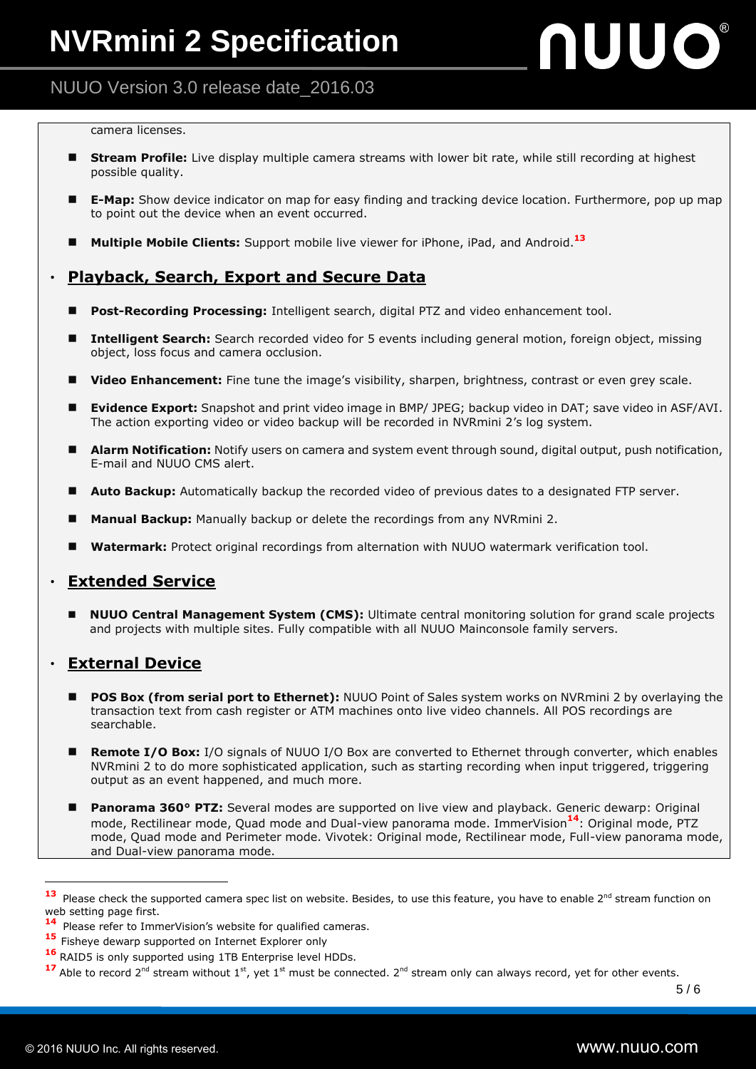camera licenses.

- **Stream Profile:** Live display multiple camera streams with lower bit rate, while still recording at highest possible quality.
- **E-Map:** Show device indicator on map for easy finding and tracking device location. Furthermore, pop up map to point out the device when an event occurred.
- **Multiple Mobile Clients:** Support mobile live viewer for iPhone, iPad, and Android.[13]

## Playback, Search, Export and Secure Data

- **Post-Recording Processing:** Intelligent search, digital PTZ and video enhancement tool.
- **Intelligent Search:** Search recorded video for 5 events including general motion, foreign object, missing object, loss focus and camera occlusion.
- **Video Enhancement:** Fine tune the image's visibility, sharpen, brightness, contrast or even grey scale.
- **Evidence Export:** Snapshot and print video image in BMP/ JPEG; backup video in DAT; save video in ASF/AVI. The action exporting video or video backup will be recorded in NVRmini 2's log system.
- **Alarm Notification:** Notify users on camera and system event through sound, digital output, push notification, E-mail and NUUO CMS alert.
- **Auto Backup:** Automatically backup the recorded video of previous dates to a designated FTP server.
- **Manual Backup:** Manually backup or delete the recordings from any NVRmini 2.
- **Watermark:** Protect original recordings from alternation with NUUO watermark verification tool.

## Extended Service

- **NUUO Central Management System (CMS):** Ultimate central monitoring solution for grand scale projects and projects with multiple sites. Fully compatible with all NUUO Mainconsole family servers.

## External Device

- **POS Box (from serial port to Ethernet):** NUUO Point of Sales system works on NVRmini 2 by overlaying the transaction text from cash register or ATM machines onto live video channels. All POS recordings are searchable.
- **Remote I/O Box:** I/O signals of NUUO I/O Box are converted to Ethernet through converter, which enables NVRmini 2 to do more sophisticated application, such as starting recording when input triggered, triggering output as an event happened, and much more.
- **Panorama 360° PTZ:** Several modes are supported on live view and playback. Generic dewarp: Original mode, Rectilinear mode, Quad mode and Dual-view panorama mode. ImmerVision[14]: Original mode, PTZ mode, Quad mode and Perimeter mode. Vivotek: Original mode, Rectilinear mode, Full-view panorama mode, and Dual-view panorama mode.

---

[13] Please check the supported camera spec list on website. Besides, to use this feature, you have to enable 2nd stream function on web setting page first.

[14] Please refer to ImmerVision's website for qualified cameras.

[15] Fisheye dewarp supported on Internet Explorer only

[16] RAID5 is only supported using 1TB Enterprise level HDDs.

[17] Able to record 2nd stream without 1st, yet 1st must be connected. 2nd stream only can always record, yet for other events.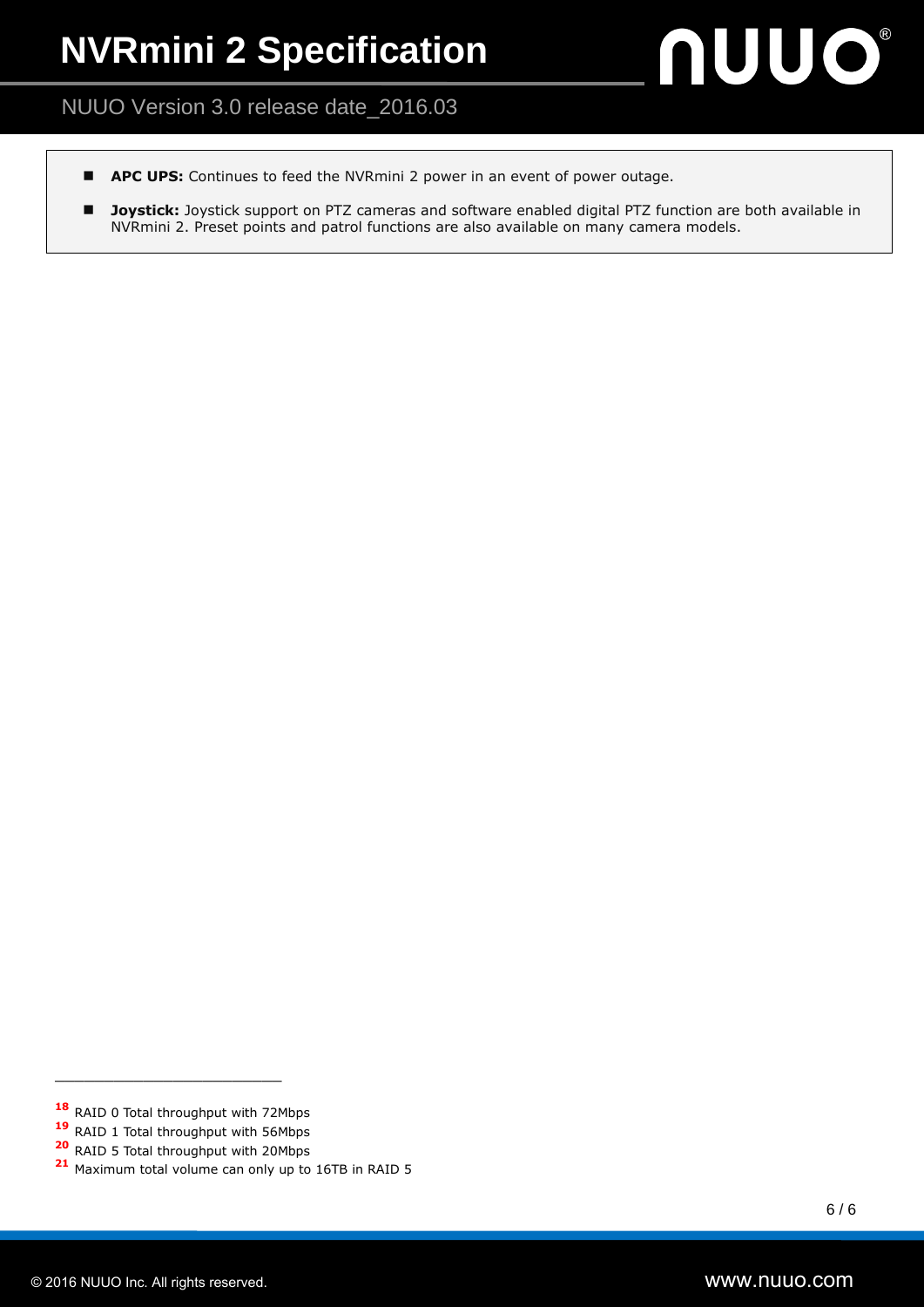- **APC UPS:** Continues to feed the NVRmini 2 power in an event of power outage.
- **Joystick:** Joystick support on PTZ cameras and software enabled digital PTZ function are both available in NVRmini 2. Preset points and patrol functions are also available on many camera models.

---

[18] RAID 0 Total throughput with 72Mbps
[19] RAID 1 Total throughput with 56Mbps
[20] RAID 5 Total throughput with 20Mbps
[21] Maximum total volume can only up to 16TB in RAID 5